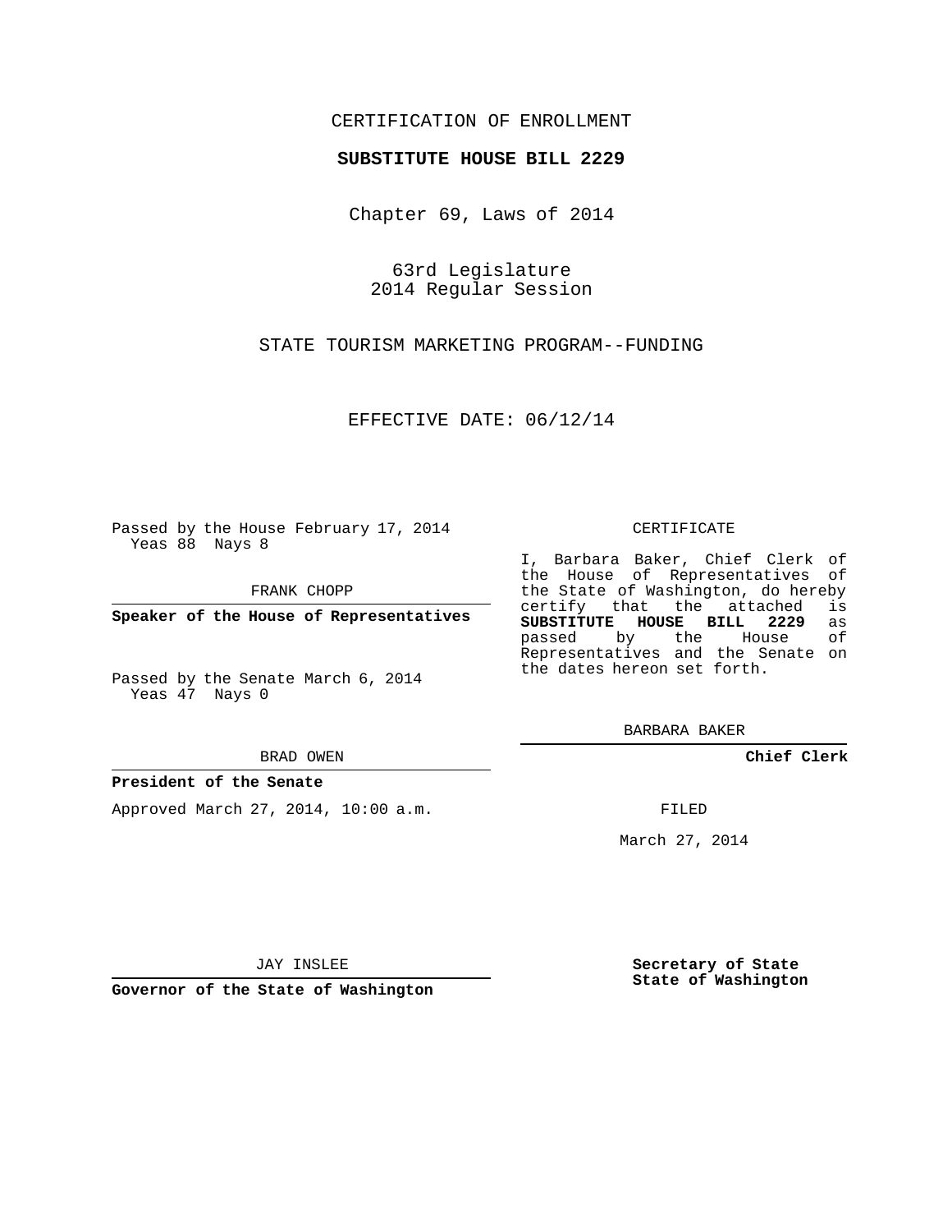CERTIFICATION OF ENROLLMENT

**SUBSTITUTE HOUSE BILL 2229**

Chapter 69, Laws of 2014

63rd Legislature
2014 Regular Session

STATE TOURISM MARKETING PROGRAM--FUNDING

EFFECTIVE DATE: 06/12/14

Passed by the House February 17, 2014
Yeas 88 Nays 8

FRANK CHOPP

**Speaker of the House of Representatives**

Passed by the Senate March 6, 2014
Yeas 47 Nays 0

BRAD OWEN

**President of the Senate**

Approved March 27, 2014, 10:00 a.m.

JAY INSLEE

**Governor of the State of Washington**

CERTIFICATE

I, Barbara Baker, Chief Clerk of the House of Representatives of the State of Washington, do hereby certify that the attached is **SUBSTITUTE HOUSE BILL 2229** as passed by the House of Representatives and the Senate on the dates hereon set forth.

BARBARA BAKER

**Chief Clerk**

FILED

March 27, 2014

**Secretary of State**
**State of Washington**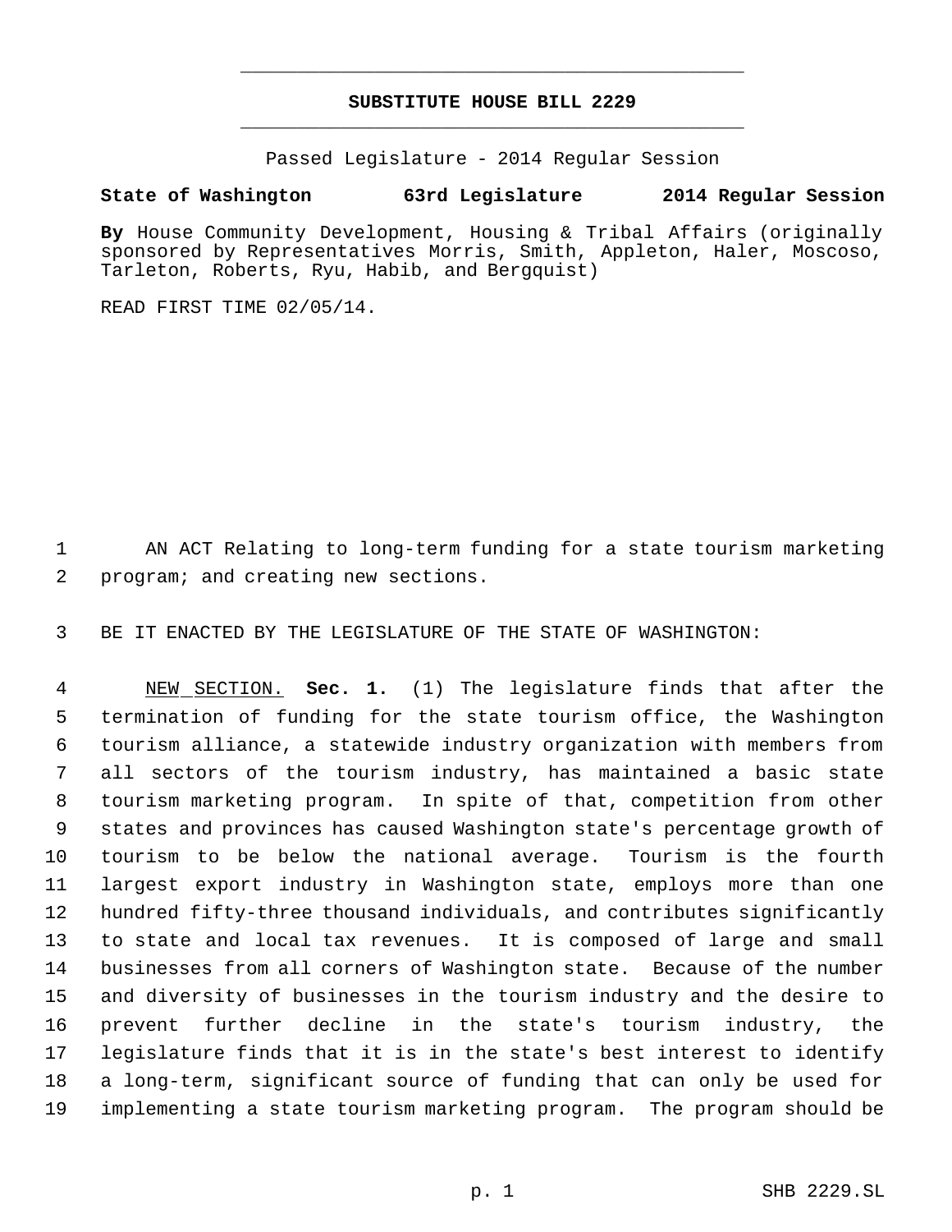# SUBSTITUTE HOUSE BILL 2229

Passed Legislature - 2014 Regular Session

**State of Washington 63rd Legislature 2014 Regular Session**

**By** House Community Development, Housing & Tribal Affairs (originally sponsored by Representatives Morris, Smith, Appleton, Haler, Moscoso, Tarleton, Roberts, Ryu, Habib, and Bergquist)

READ FIRST TIME 02/05/14.

AN ACT Relating to long-term funding for a state tourism marketing program; and creating new sections.

BE IT ENACTED BY THE LEGISLATURE OF THE STATE OF WASHINGTON:

NEW SECTION. **Sec. 1.** (1) The legislature finds that after the termination of funding for the state tourism office, the Washington tourism alliance, a statewide industry organization with members from all sectors of the tourism industry, has maintained a basic state tourism marketing program. In spite of that, competition from other states and provinces has caused Washington state's percentage growth of tourism to be below the national average. Tourism is the fourth largest export industry in Washington state, employs more than one hundred fifty-three thousand individuals, and contributes significantly to state and local tax revenues. It is composed of large and small businesses from all corners of Washington state. Because of the number and diversity of businesses in the tourism industry and the desire to prevent further decline in the state's tourism industry, the legislature finds that it is in the state's best interest to identify a long-term, significant source of funding that can only be used for implementing a state tourism marketing program. The program should be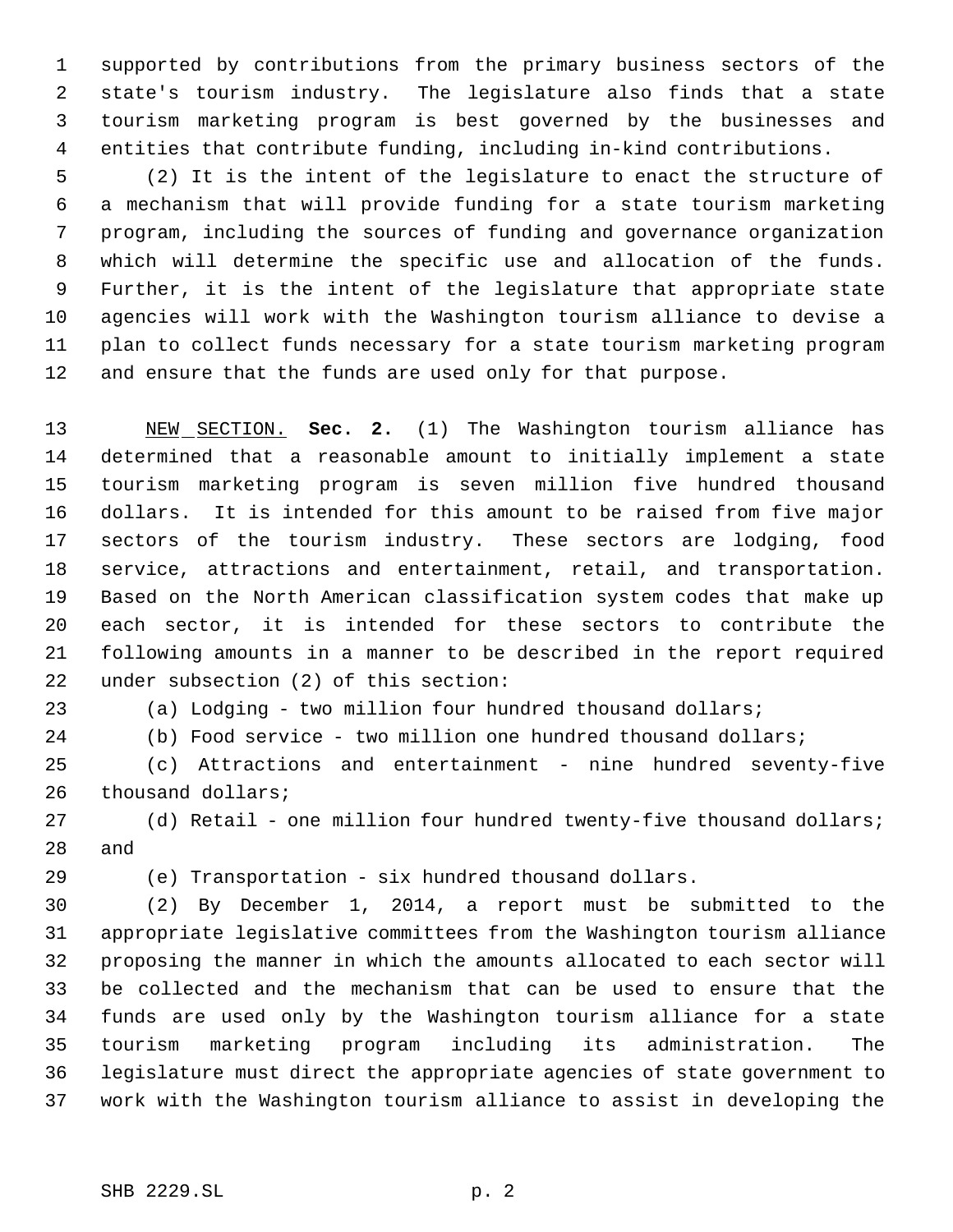supported by contributions from the primary business sectors of the state's tourism industry. The legislature also finds that a state tourism marketing program is best governed by the businesses and entities that contribute funding, including in-kind contributions.

(2) It is the intent of the legislature to enact the structure of a mechanism that will provide funding for a state tourism marketing program, including the sources of funding and governance organization which will determine the specific use and allocation of the funds. Further, it is the intent of the legislature that appropriate state agencies will work with the Washington tourism alliance to devise a plan to collect funds necessary for a state tourism marketing program and ensure that the funds are used only for that purpose.

NEW SECTION. **Sec. 2.** (1) The Washington tourism alliance has determined that a reasonable amount to initially implement a state tourism marketing program is seven million five hundred thousand dollars. It is intended for this amount to be raised from five major sectors of the tourism industry. These sectors are lodging, food service, attractions and entertainment, retail, and transportation. Based on the North American classification system codes that make up each sector, it is intended for these sectors to contribute the following amounts in a manner to be described in the report required under subsection (2) of this section:

(a) Lodging - two million four hundred thousand dollars;

(b) Food service - two million one hundred thousand dollars;

(c) Attractions and entertainment - nine hundred seventy-five thousand dollars;

(d) Retail - one million four hundred twenty-five thousand dollars; and

(e) Transportation - six hundred thousand dollars.

(2) By December 1, 2014, a report must be submitted to the appropriate legislative committees from the Washington tourism alliance proposing the manner in which the amounts allocated to each sector will be collected and the mechanism that can be used to ensure that the funds are used only by the Washington tourism alliance for a state tourism marketing program including its administration. The legislature must direct the appropriate agencies of state government to work with the Washington tourism alliance to assist in developing the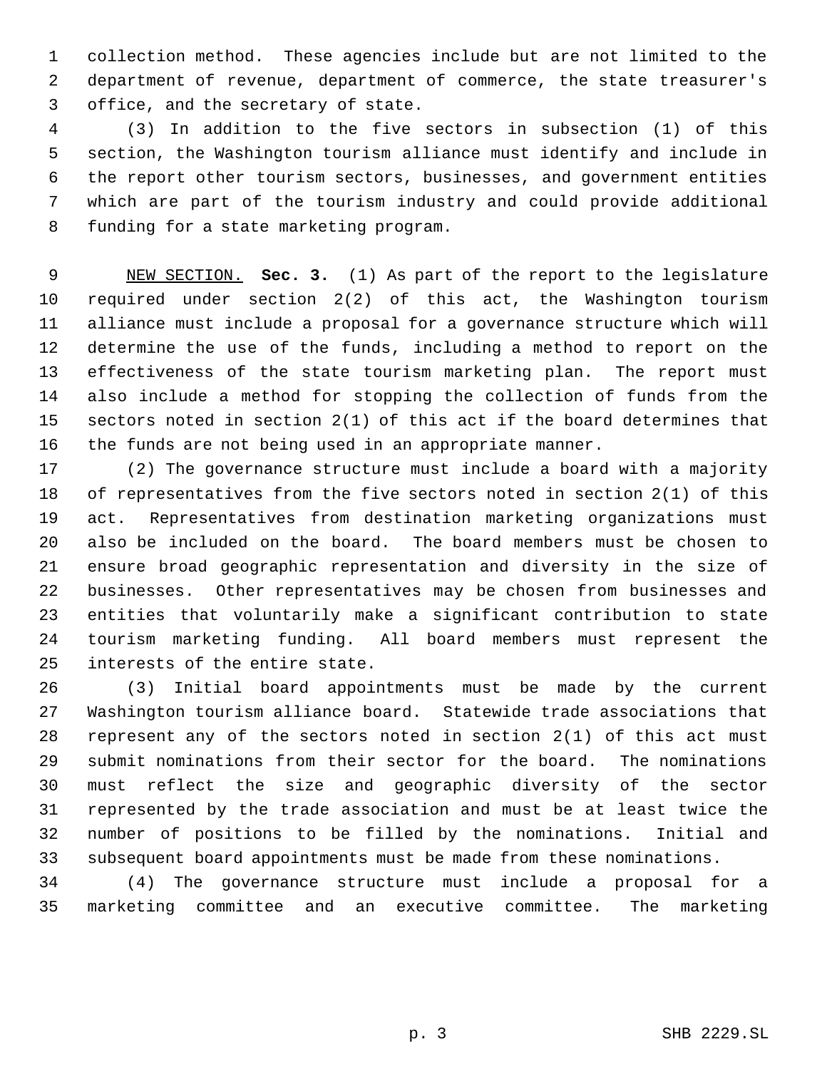collection method. These agencies include but are not limited to the department of revenue, department of commerce, the state treasurer's office, and the secretary of state.

(3) In addition to the five sectors in subsection (1) of this section, the Washington tourism alliance must identify and include in the report other tourism sectors, businesses, and government entities which are part of the tourism industry and could provide additional funding for a state marketing program.

NEW SECTION. **Sec. 3.** (1) As part of the report to the legislature required under section 2(2) of this act, the Washington tourism alliance must include a proposal for a governance structure which will determine the use of the funds, including a method to report on the effectiveness of the state tourism marketing plan. The report must also include a method for stopping the collection of funds from the sectors noted in section 2(1) of this act if the board determines that the funds are not being used in an appropriate manner.

(2) The governance structure must include a board with a majority of representatives from the five sectors noted in section 2(1) of this act. Representatives from destination marketing organizations must also be included on the board. The board members must be chosen to ensure broad geographic representation and diversity in the size of businesses. Other representatives may be chosen from businesses and entities that voluntarily make a significant contribution to state tourism marketing funding. All board members must represent the interests of the entire state.

(3) Initial board appointments must be made by the current Washington tourism alliance board. Statewide trade associations that represent any of the sectors noted in section 2(1) of this act must submit nominations from their sector for the board. The nominations must reflect the size and geographic diversity of the sector represented by the trade association and must be at least twice the number of positions to be filled by the nominations. Initial and subsequent board appointments must be made from these nominations.

(4) The governance structure must include a proposal for a marketing committee and an executive committee. The marketing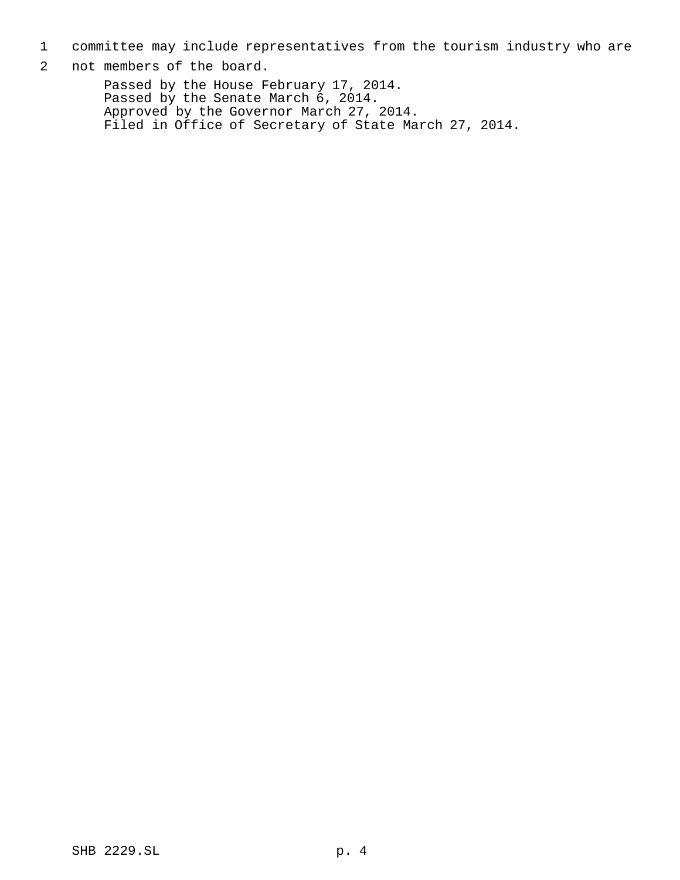committee may include representatives from the tourism industry who are not members of the board.

Passed by the House February 17, 2014.
Passed by the Senate March 6, 2014.
Approved by the Governor March 27, 2014.
Filed in Office of Secretary of State March 27, 2014.